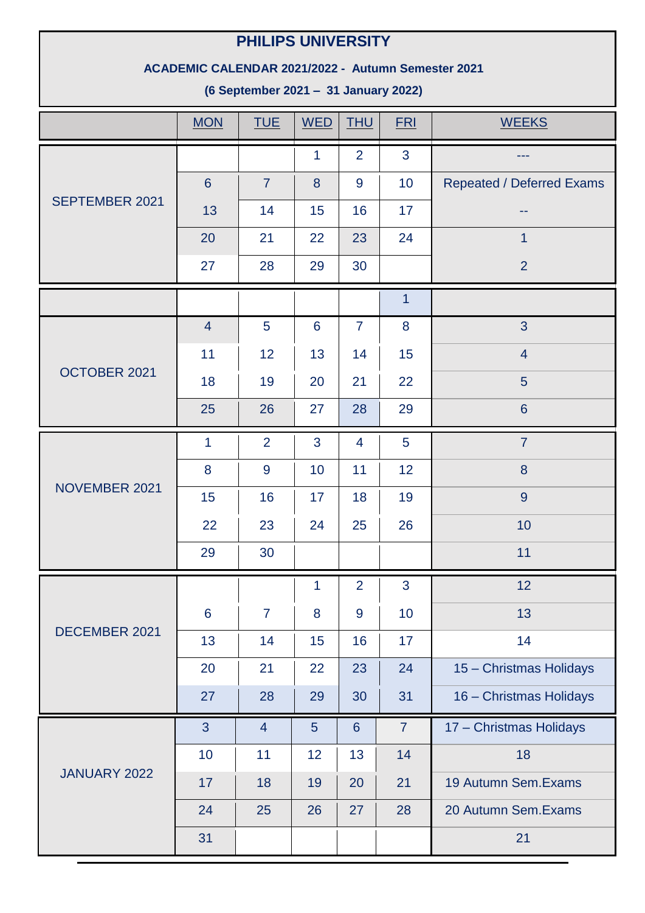# PHILIPS UNIVERSITY

**ACADEMIC CALENDAR 2021/2022 - Autumn Semester 2021**

**(6 September 2021 – 31 January 2022)**

| | MON | TUE | WED | THU | FRI | WEEKS |
|---|---|---|---|---|---|---|
| SEPTEMBER 2021 | | | 1 | 2 | 3 | --- |
| | 6 | 7 | 8 | 9 | 10 | Repeated / Deferred Exams |
| | 13 | 14 | 15 | 16 | 17 | -- |
| | 20 | 21 | 22 | 23 | 24 | 1 |
| | 27 | 28 | 29 | 30 | | 2 |
| | | | | | 1 | |
| OCTOBER 2021 | 4 | 5 | 6 | 7 | 8 | 3 |
| | 11 | 12 | 13 | 14 | 15 | 4 |
| | 18 | 19 | 20 | 21 | 22 | 5 |
| | 25 | 26 | 27 | 28 | 29 | 6 |
| NOVEMBER 2021 | 1 | 2 | 3 | 4 | 5 | 7 |
| | 8 | 9 | 10 | 11 | 12 | 8 |
| | 15 | 16 | 17 | 18 | 19 | 9 |
| | 22 | 23 | 24 | 25 | 26 | 10 |
| | 29 | 30 | | | | 11 |
| DECEMBER 2021 | | | 1 | 2 | 3 | 12 |
| | 6 | 7 | 8 | 9 | 10 | 13 |
| | 13 | 14 | 15 | 16 | 17 | 14 |
| | 20 | 21 | 22 | 23 | 24 | 15 – Christmas Holidays |
| | 27 | 28 | 29 | 30 | 31 | 16 – Christmas Holidays |
| JANUARY 2022 | 3 | 4 | 5 | 6 | 7 | 17 – Christmas Holidays |
| | 10 | 11 | 12 | 13 | 14 | 18 |
| | 17 | 18 | 19 | 20 | 21 | 19 Autumn Sem.Exams |
| | 24 | 25 | 26 | 27 | 28 | 20 Autumn Sem.Exams |
| | 31 | | | | | 21 |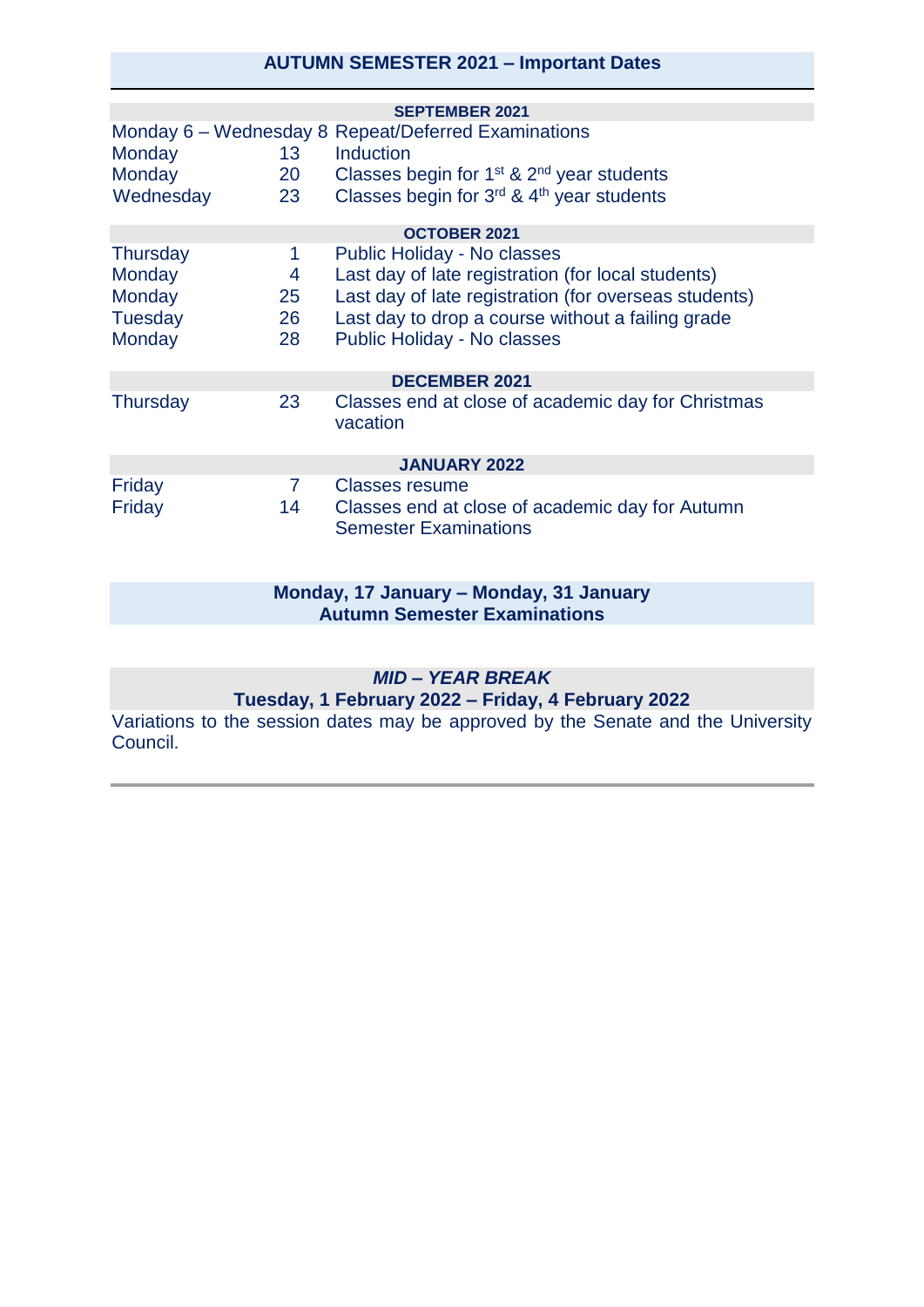## AUTUMN SEMESTER 2021 – Important Dates

**SEPTEMBER 2021**

| | | |
|---|---|---|
| Monday 6 – Wednesday 8 | | Repeat/Deferred Examinations |
| Monday | 13 | Induction |
| Monday | 20 | Classes begin for 1st & 2nd year students |
| Wednesday | 23 | Classes begin for 3rd & 4th year students |

**OCTOBER 2021**

| | | |
|---|---|---|
| Thursday | 1 | Public Holiday - No classes |
| Monday | 4 | Last day of late registration (for local students) |
| Monday | 25 | Last day of late registration (for overseas students) |
| Tuesday | 26 | Last day to drop a course without a failing grade |
| Monday | 28 | Public Holiday - No classes |

**DECEMBER 2021**

| | | |
|---|---|---|
| Thursday | 23 | Classes end at close of academic day for Christmas vacation |

**JANUARY 2022**

| | | |
|---|---|---|
| Friday | 7 | Classes resume |
| Friday | 14 | Classes end at close of academic day for Autumn Semester Examinations |

**Monday, 17 January – Monday, 31 January**
**Autumn Semester Examinations**

***MID – YEAR BREAK***
**Tuesday, 1 February 2022 – Friday, 4 February 2022**

Variations to the session dates may be approved by the Senate and the University Council.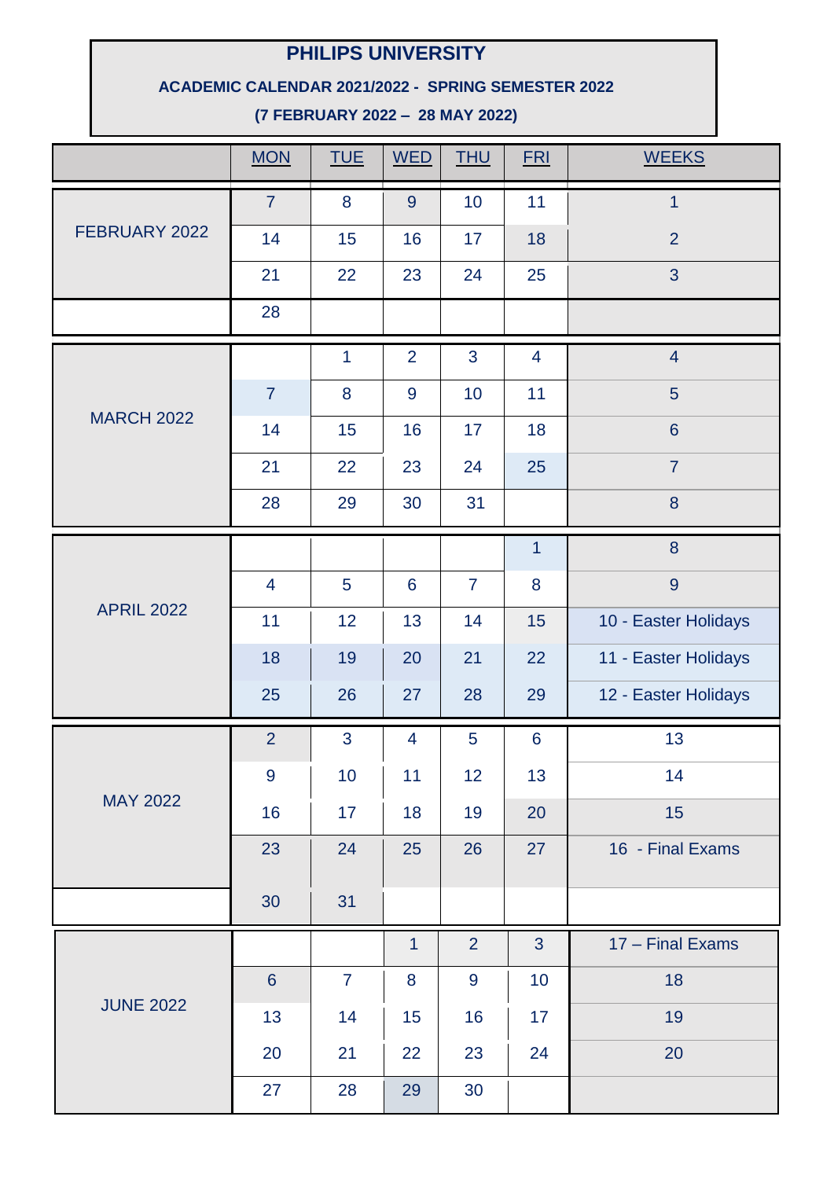# PHILIPS UNIVERSITY

**ACADEMIC CALENDAR 2021/2022 - SPRING SEMESTER 2022**

**(7 FEBRUARY 2022 – 28 MAY 2022)**

| | MON | TUE | WED | THU | FRI | WEEKS |
|---|---|---|---|---|---|---|
| FEBRUARY 2022 | 7 | 8 | 9 | 10 | 11 | 1 |
| | 14 | 15 | 16 | 17 | 18 | 2 |
| | 21 | 22 | 23 | 24 | 25 | 3 |
| | 28 | | | | | |
| MARCH 2022 | | 1 | 2 | 3 | 4 | 4 |
| | 7 | 8 | 9 | 10 | 11 | 5 |
| | 14 | 15 | 16 | 17 | 18 | 6 |
| | 21 | 22 | 23 | 24 | 25 | 7 |
| | 28 | 29 | 30 | 31 | | 8 |
| APRIL 2022 | | | | | 1 | 8 |
| | 4 | 5 | 6 | 7 | 8 | 9 |
| | 11 | 12 | 13 | 14 | 15 | 10 - Easter Holidays |
| | 18 | 19 | 20 | 21 | 22 | 11 - Easter Holidays |
| | 25 | 26 | 27 | 28 | 29 | 12 - Easter Holidays |
| MAY 2022 | 2 | 3 | 4 | 5 | 6 | 13 |
| | 9 | 10 | 11 | 12 | 13 | 14 |
| | 16 | 17 | 18 | 19 | 20 | 15 |
| | 23 | 24 | 25 | 26 | 27 | 16 - Final Exams |
| | 30 | 31 | | | | |
| JUNE 2022 | | | 1 | 2 | 3 | 17 – Final Exams |
| | 6 | 7 | 8 | 9 | 10 | 18 |
| | 13 | 14 | 15 | 16 | 17 | 19 |
| | 20 | 21 | 22 | 23 | 24 | 20 |
| | 27 | 28 | 29 | 30 | | |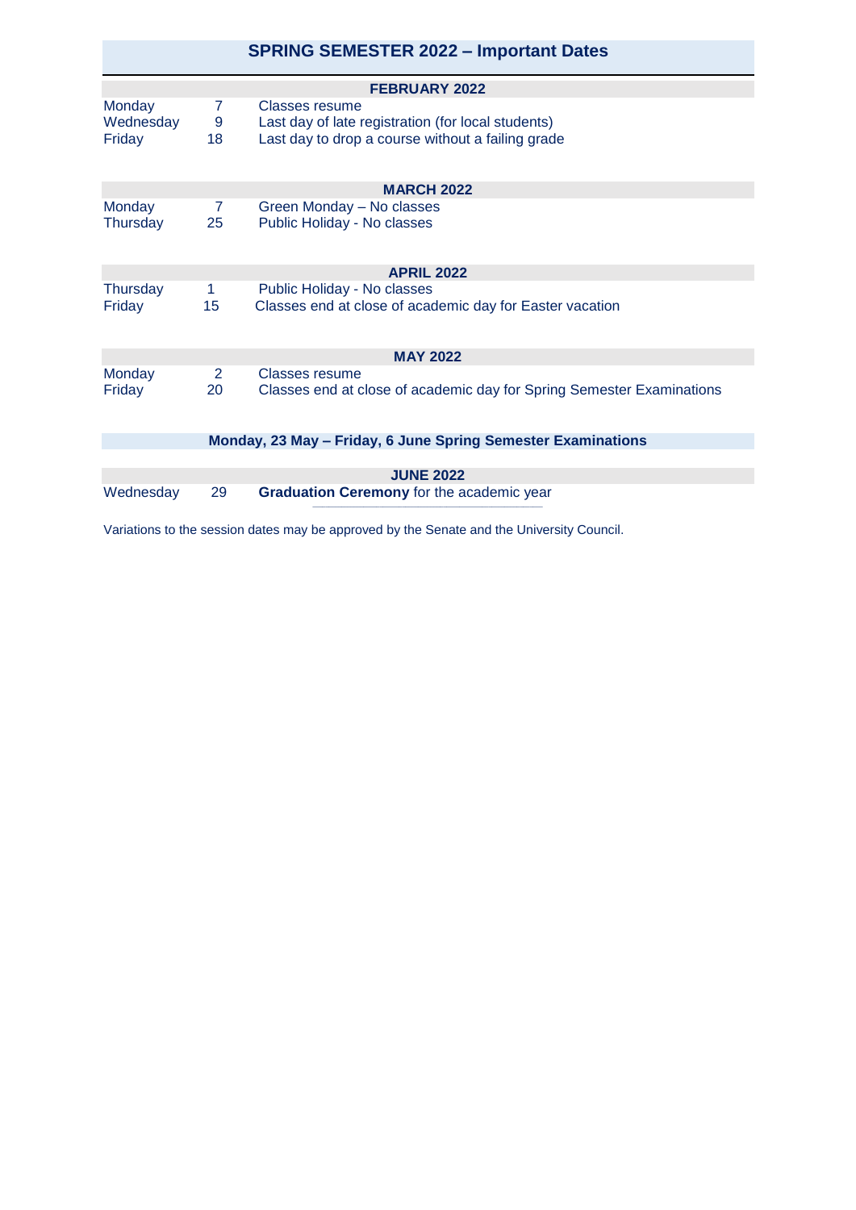## SPRING SEMESTER 2022 – Important Dates

### FEBRUARY 2022

| | | |
|---|---|---|
| Monday | 7 | Classes resume |
| Wednesday | 9 | Last day of late registration (for local students) |
| Friday | 18 | Last day to drop a course without a failing grade |

### MARCH 2022

| | | |
|---|---|---|
| Monday | 7 | Green Monday – No classes |
| Thursday | 25 | Public Holiday - No classes |

### APRIL 2022

| | | |
|---|---|---|
| Thursday | 1 | Public Holiday - No classes |
| Friday | 15 | Classes end at close of academic day for Easter vacation |

### MAY 2022

| | | |
|---|---|---|
| Monday | 2 | Classes resume |
| Friday | 20 | Classes end at close of academic day for Spring Semester Examinations |

**Monday, 23 May – Friday, 6 June Spring Semester Examinations**

### JUNE 2022

| | | |
|---|---|---|
| Wednesday | 29 | **Graduation Ceremony** for the academic year |

Variations to the session dates may be approved by the Senate and the University Council.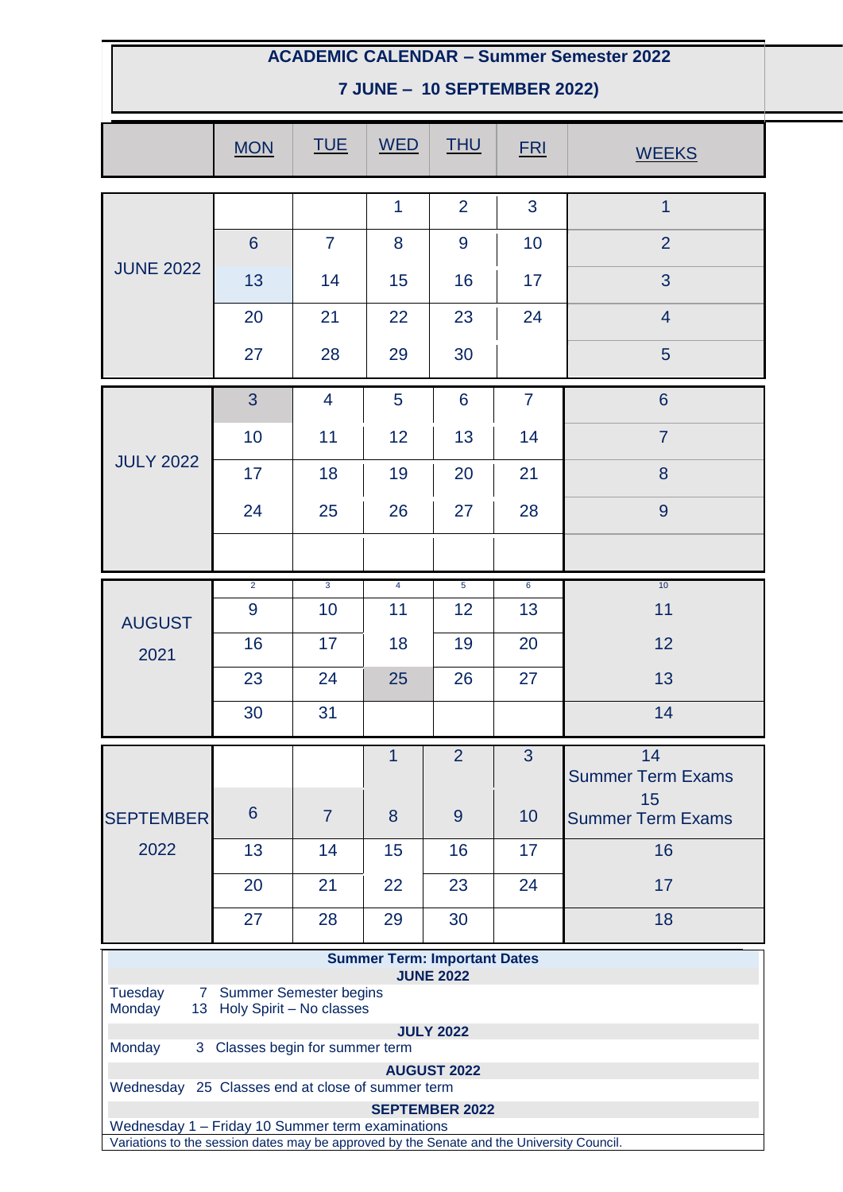# ACADEMIC CALENDAR – Summer Semester 2022

## 7 JUNE – 10 SEPTEMBER 2022)

| | MON | TUE | WED | THU | FRI | WEEKS |
|---|---|---|---|---|---|---|
| JUNE 2022 | | | 1 | 2 | 3 | 1 |
| | 6 | 7 | 8 | 9 | 10 | 2 |
| | 13 | 14 | 15 | 16 | 17 | 3 |
| | 20 | 21 | 22 | 23 | 24 | 4 |
| | 27 | 28 | 29 | 30 | | 5 |
| JULY 2022 | 3 | 4 | 5 | 6 | 7 | 6 |
| | 10 | 11 | 12 | 13 | 14 | 7 |
| | 17 | 18 | 19 | 20 | 21 | 8 |
| | 24 | 25 | 26 | 27 | 28 | 9 |
| | | | | | | |
| AUGUST 2021 | 2 | 3 | 4 | 5 | 6 | 10 |
| | 9 | 10 | 11 | 12 | 13 | 11 |
| | 16 | 17 | 18 | 19 | 20 | 12 |
| | 23 | 24 | 25 | 26 | 27 | 13 |
| | 30 | 31 | | | | 14 |
| SEPTEMBER 2022 | | | 1 | 2 | 3 | 14 Summer Term Exams |
| | 6 | 7 | 8 | 9 | 10 | 15 Summer Term Exams |
| | 13 | 14 | 15 | 16 | 17 | 16 |
| | 20 | 21 | 22 | 23 | 24 | 17 |
| | 27 | 28 | 29 | 30 | | 18 |

**Summer Term: Important Dates**

**JUNE 2022**

Tuesday 7 Summer Semester begins
Monday 13 Holy Spirit – No classes

**JULY 2022**

Monday 3 Classes begin for summer term

**AUGUST 2022**

Wednesday 25 Classes end at close of summer term

**SEPTEMBER 2022**

Wednesday 1 – Friday 10 Summer term examinations

Variations to the session dates may be approved by the Senate and the University Council.